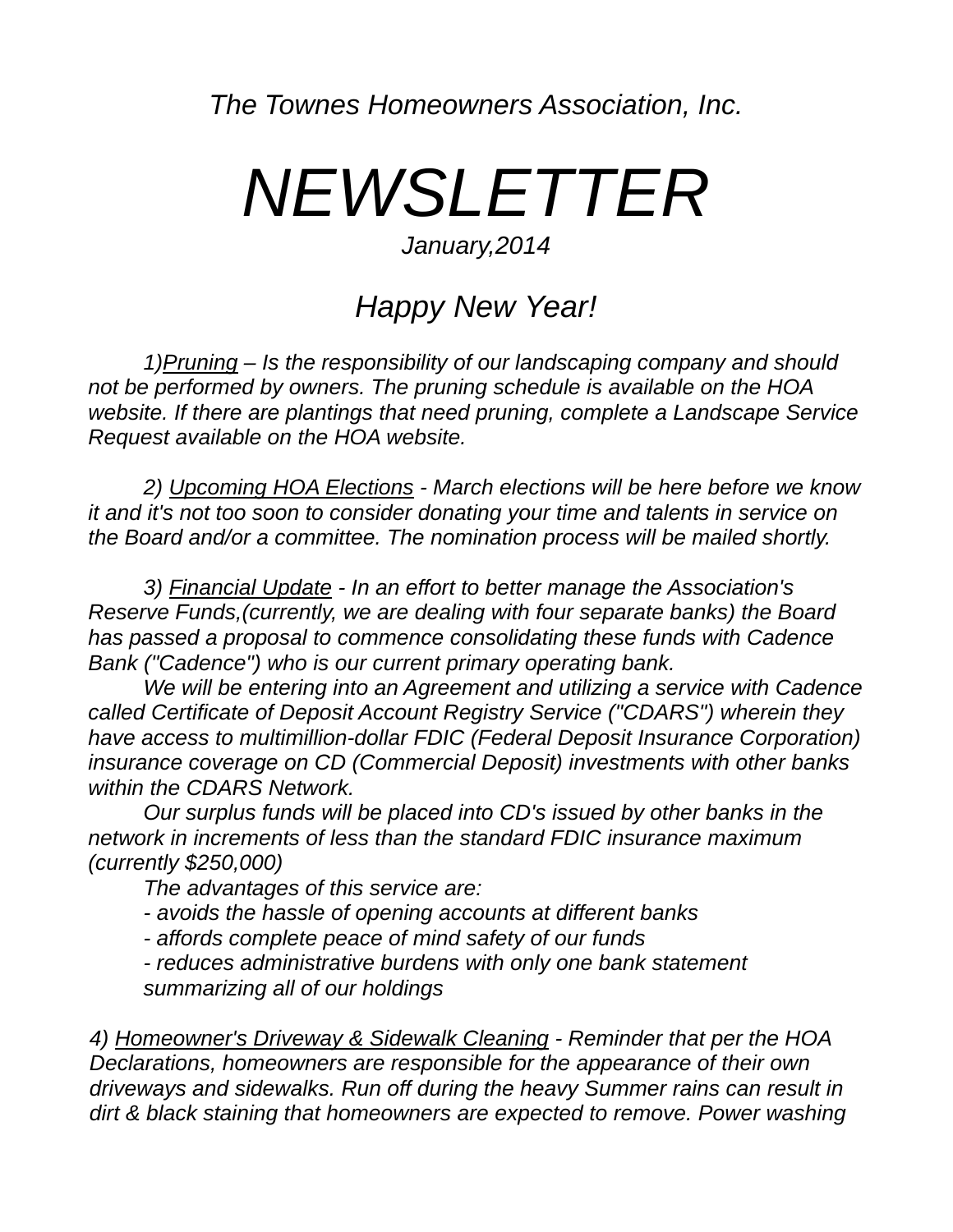*The Townes Homeowners Association, Inc.*

# *NEWSLETTER*

*January,2014*

## *Happy New Year!*

*1)Pruning – Is the responsibility of our landscaping company and should not be performed by owners. The pruning schedule is available on the HOA website. If there are plantings that need pruning, complete a Landscape Service Request available on the HOA website.*

*2) Upcoming HOA Elections - March elections will be here before we know it and it's not too soon to consider donating your time and talents in service on the Board and/or a committee. The nomination process will be mailed shortly.*

*3) Financial Update - In an effort to better manage the Association's Reserve Funds,(currently, we are dealing with four separate banks) the Board has passed a proposal to commence consolidating these funds with Cadence Bank ("Cadence") who is our current primary operating bank.*

*We will be entering into an Agreement and utilizing a service with Cadence called Certificate of Deposit Account Registry Service ("CDARS") wherein they have access to multimillion-dollar FDIC (Federal Deposit Insurance Corporation) insurance coverage on CD (Commercial Deposit) investments with other banks within the CDARS Network.*

*Our surplus funds will be placed into CD's issued by other banks in the network in increments of less than the standard FDIC insurance maximum (currently $250,000)*

*The advantages of this service are:*

*- avoids the hassle of opening accounts at different banks*

*- affords complete peace of mind safety of our funds*

*- reduces administrative burdens with only one bank statement summarizing all of our holdings*

*4) Homeowner's Driveway & Sidewalk Cleaning - Reminder that per the HOA Declarations, homeowners are responsible for the appearance of their own driveways and sidewalks. Run off during the heavy Summer rains can result in dirt & black staining that homeowners are expected to remove. Power washing*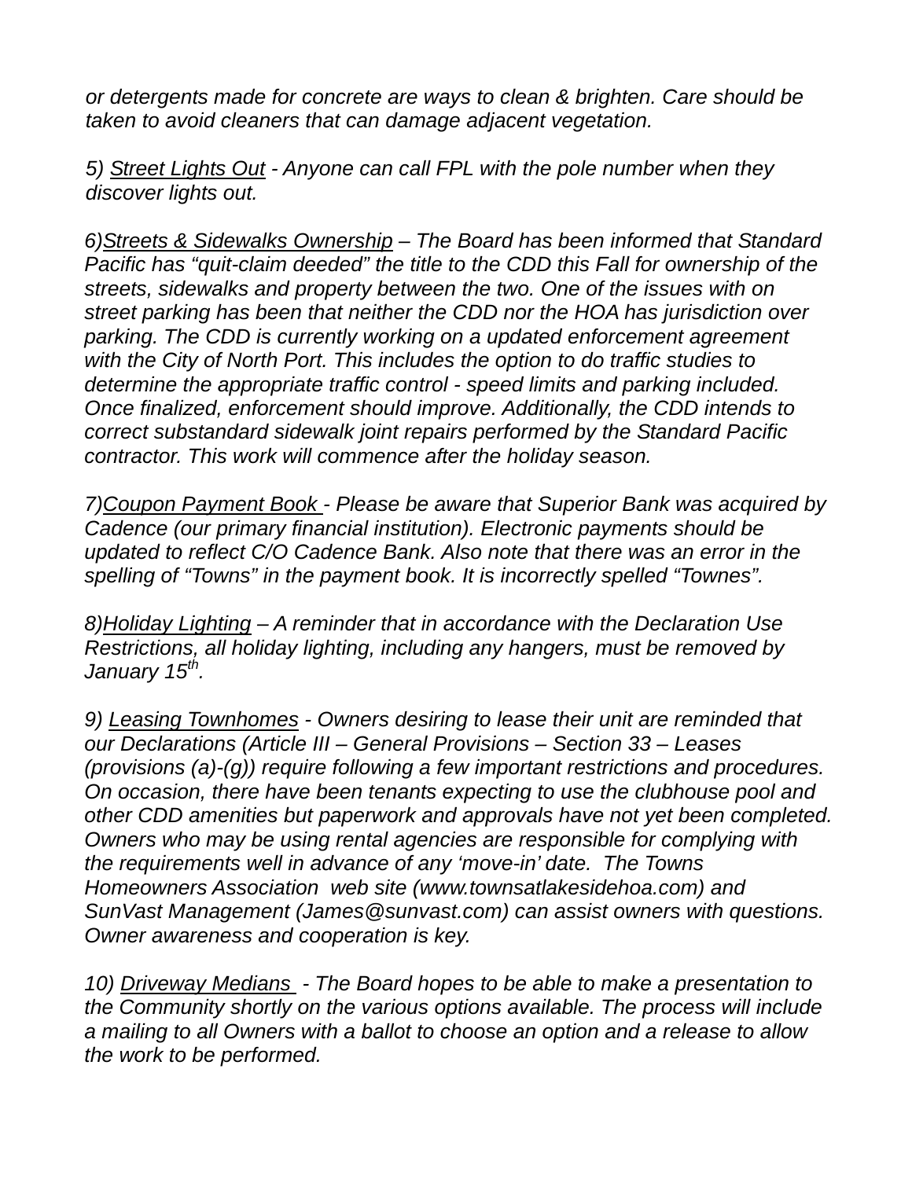*or detergents made for concrete are ways to clean & brighten. Care should be taken to avoid cleaners that can damage adjacent vegetation.*

*5) Street Lights Out - Anyone can call FPL with the pole number when they discover lights out.*

*6)Streets & Sidewalks Ownership – The Board has been informed that Standard Pacific has "quit-claim deeded" the title to the CDD this Fall for ownership of the streets, sidewalks and property between the two. One of the issues with on street parking has been that neither the CDD nor the HOA has jurisdiction over parking. The CDD is currently working on a updated enforcement agreement with the City of North Port. This includes the option to do traffic studies to determine the appropriate traffic control - speed limits and parking included. Once finalized, enforcement should improve. Additionally, the CDD intends to correct substandard sidewalk joint repairs performed by the Standard Pacific contractor. This work will commence after the holiday season.*

*7)Coupon Payment Book - Please be aware that Superior Bank was acquired by Cadence (our primary financial institution). Electronic payments should be updated to reflect C/O Cadence Bank. Also note that there was an error in the spelling of "Towns" in the payment book. It is incorrectly spelled "Townes".*

*8)Holiday Lighting – A reminder that in accordance with the Declaration Use Restrictions, all holiday lighting, including any hangers, must be removed by January 15th.*

*9) Leasing Townhomes - Owners desiring to lease their unit are reminded that our Declarations (Article III – General Provisions – Section 33 – Leases (provisions (a)-(g)) require following a few important restrictions and procedures. On occasion, there have been tenants expecting to use the clubhouse pool and other CDD amenities but paperwork and approvals have not yet been completed. Owners who may be using rental agencies are responsible for complying with the requirements well in advance of any 'move-in' date. The Towns Homeowners Association web site (www.townsatlakesidehoa.com) and SunVast Management (James@sunvast.com) can assist owners with questions. Owner awareness and cooperation is key.*

*10) Driveway Medians - The Board hopes to be able to make a presentation to the Community shortly on the various options available. The process will include a mailing to all Owners with a ballot to choose an option and a release to allow the work to be performed.*